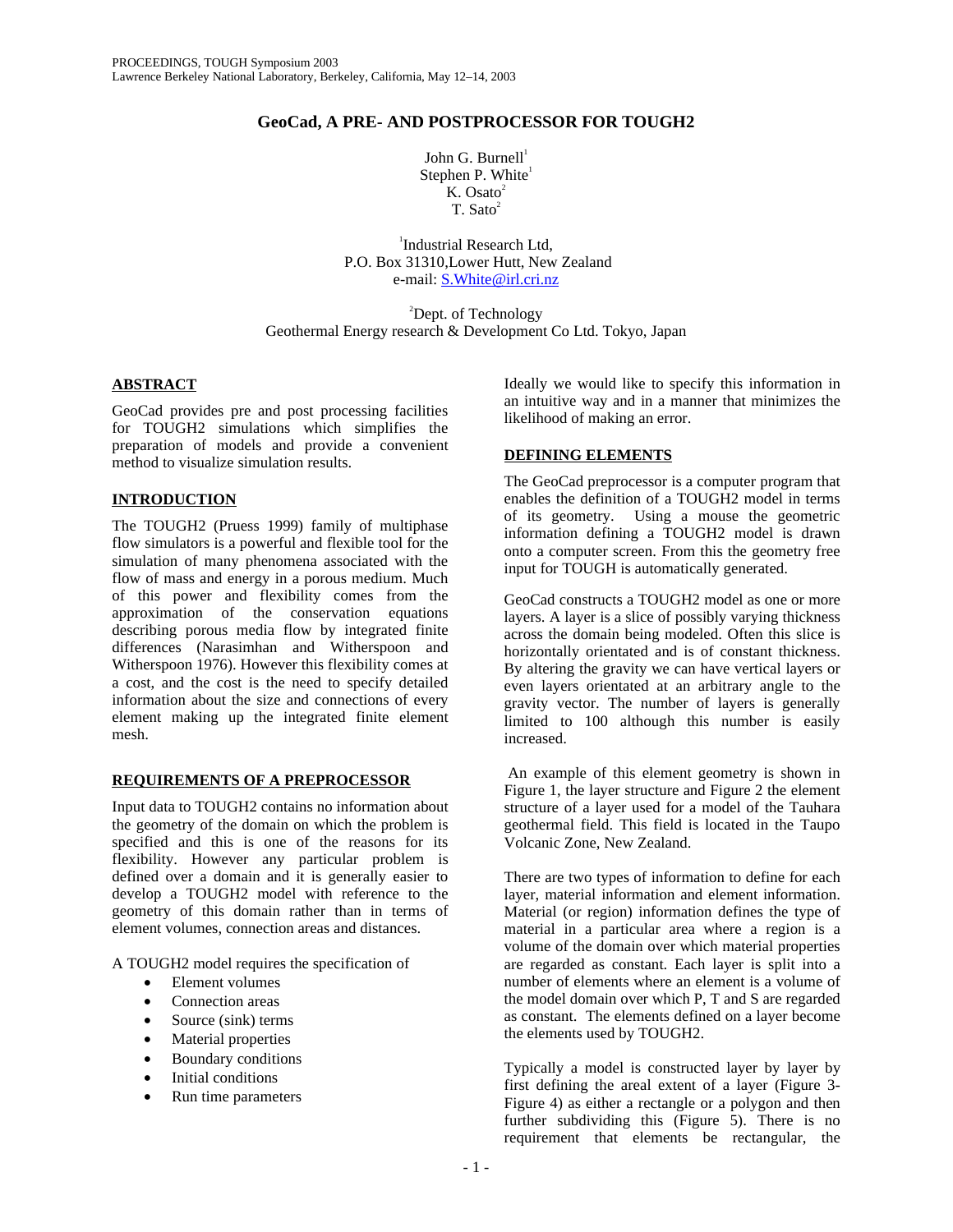# GeoCad, A PRE- AND POSTPROCESSOR FOR TOUGH2

John G. Burnell[1]
Stephen P. White[1]
K. Osato[2]
T. Sato[2]

[1]Industrial Research Ltd,
P.O. Box 31310,Lower Hutt, New Zealand
e-mail: S.White@irl.cri.nz

[2]Dept. of Technology
Geothermal Energy research & Development Co Ltd. Tokyo, Japan

## ABSTRACT

GeoCad provides pre and post processing facilities for TOUGH2 simulations which simplifies the preparation of models and provide a convenient method to visualize simulation results.

## INTRODUCTION

The TOUGH2 (Pruess 1999) family of multiphase flow simulators is a powerful and flexible tool for the simulation of many phenomena associated with the flow of mass and energy in a porous medium. Much of this power and flexibility comes from the approximation of the conservation equations describing porous media flow by integrated finite differences (Narasimhan and Witherspoon and Witherspoon 1976). However this flexibility comes at a cost, and the cost is the need to specify detailed information about the size and connections of every element making up the integrated finite element mesh.

## REQUIREMENTS OF A PREPROCESSOR

Input data to TOUGH2 contains no information about the geometry of the domain on which the problem is specified and this is one of the reasons for its flexibility. However any particular problem is defined over a domain and it is generally easier to develop a TOUGH2 model with reference to the geometry of this domain rather than in terms of element volumes, connection areas and distances.

A TOUGH2 model requires the specification of

- Element volumes
- Connection areas
- Source (sink) terms
- Material properties
- Boundary conditions
- Initial conditions
- Run time parameters

Ideally we would like to specify this information in an intuitive way and in a manner that minimizes the likelihood of making an error.

## DEFINING ELEMENTS

The GeoCad preprocessor is a computer program that enables the definition of a TOUGH2 model in terms of its geometry. Using a mouse the geometric information defining a TOUGH2 model is drawn onto a computer screen. From this the geometry free input for TOUGH is automatically generated.

GeoCad constructs a TOUGH2 model as one or more layers. A layer is a slice of possibly varying thickness across the domain being modeled. Often this slice is horizontally orientated and is of constant thickness. By altering the gravity we can have vertical layers or even layers orientated at an arbitrary angle to the gravity vector. The number of layers is generally limited to 100 although this number is easily increased.

An example of this element geometry is shown in Figure 1, the layer structure and Figure 2 the element structure of a layer used for a model of the Tauhara geothermal field. This field is located in the Taupo Volcanic Zone, New Zealand.

There are two types of information to define for each layer, material information and element information. Material (or region) information defines the type of material in a particular area where a region is a volume of the domain over which material properties are regarded as constant. Each layer is split into a number of elements where an element is a volume of the model domain over which P, T and S are regarded as constant. The elements defined on a layer become the elements used by TOUGH2.

Typically a model is constructed layer by layer by first defining the areal extent of a layer (Figure 3-Figure 4) as either a rectangle or a polygon and then further subdividing this (Figure 5). There is no requirement that elements be rectangular, the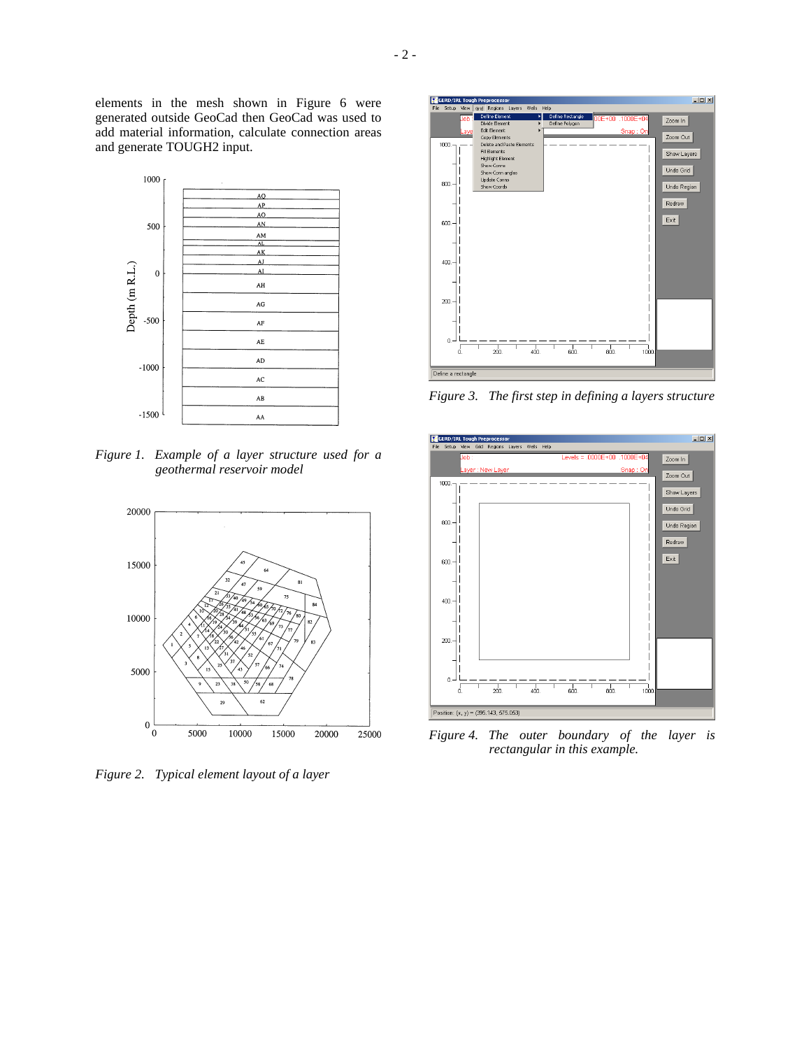elements in the mesh shown in Figure 6 were generated outside GeoCad then GeoCad was used to add material information, calculate connection areas and generate TOUGH2 input.

*Figure 1. Example of a layer structure used for a geothermal reservoir model*

*Figure 2. Typical element layout of a layer*

*Figure 3. The first step in defining a layers structure*

*Figure 4. The outer boundary of the layer is rectangular in this example.*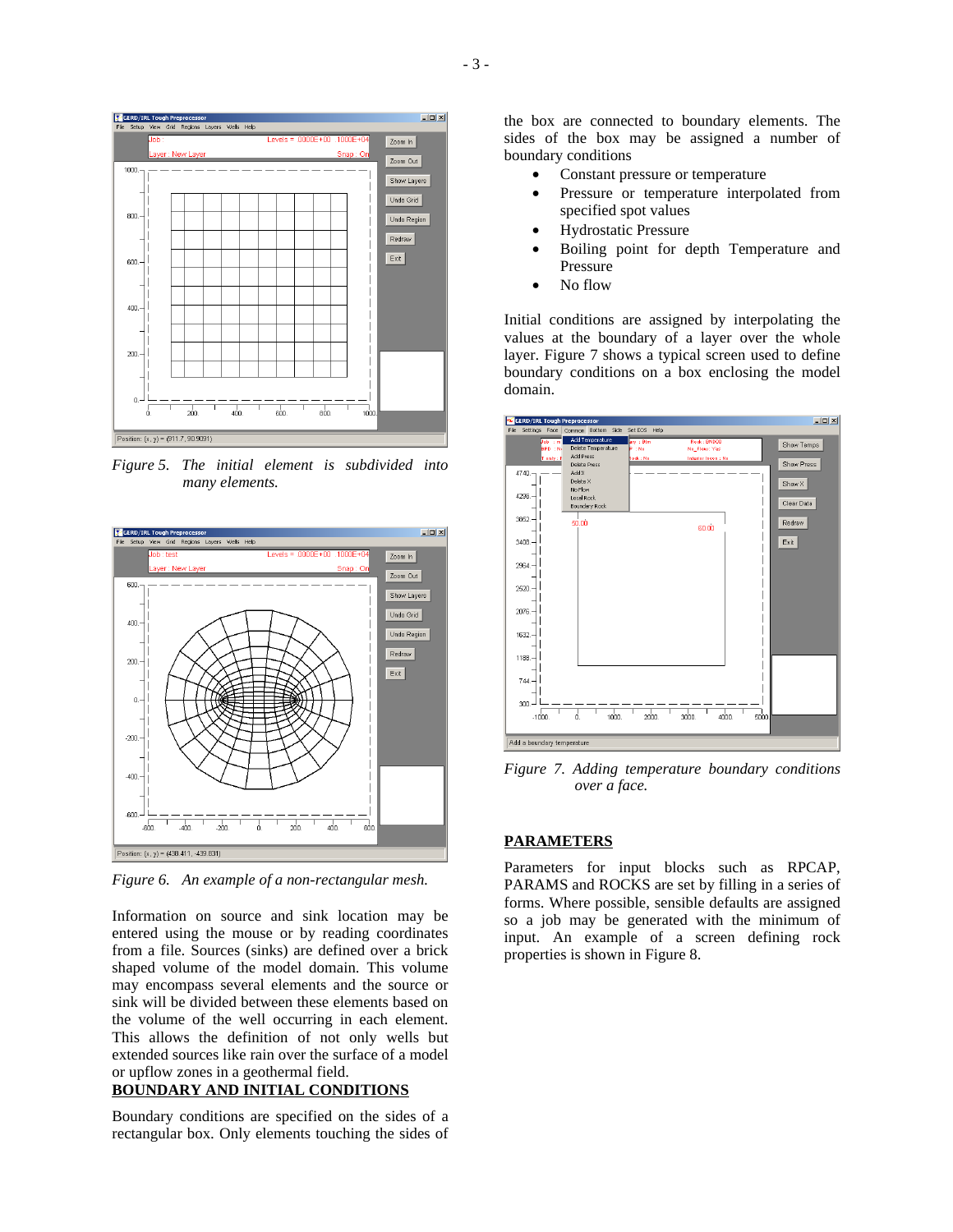*Figure 5. The initial element is subdivided into many elements.*

*Figure 6. An example of a non-rectangular mesh.*

Information on source and sink location may be entered using the mouse or by reading coordinates from a file. Sources (sinks) are defined over a brick shaped volume of the model domain. This volume may encompass several elements and the source or sink will be divided between these elements based on the volume of the well occurring in each element. This allows the definition of not only wells but extended sources like rain over the surface of a model or upflow zones in a geothermal field.

## BOUNDARY AND INITIAL CONDITIONS

Boundary conditions are specified on the sides of a rectangular box. Only elements touching the sides of the box are connected to boundary elements. The sides of the box may be assigned a number of boundary conditions

- Constant pressure or temperature
- Pressure or temperature interpolated from specified spot values
- Hydrostatic Pressure
- Boiling point for depth Temperature and Pressure
- No flow

Initial conditions are assigned by interpolating the values at the boundary of a layer over the whole layer. Figure 7 shows a typical screen used to define boundary conditions on a box enclosing the model domain.

*Figure 7. Adding temperature boundary conditions over a face.*

## PARAMETERS

Parameters for input blocks such as RPCAP, PARAMS and ROCKS are set by filling in a series of forms. Where possible, sensible defaults are assigned so a job may be generated with the minimum of input. An example of a screen defining rock properties is shown in Figure 8.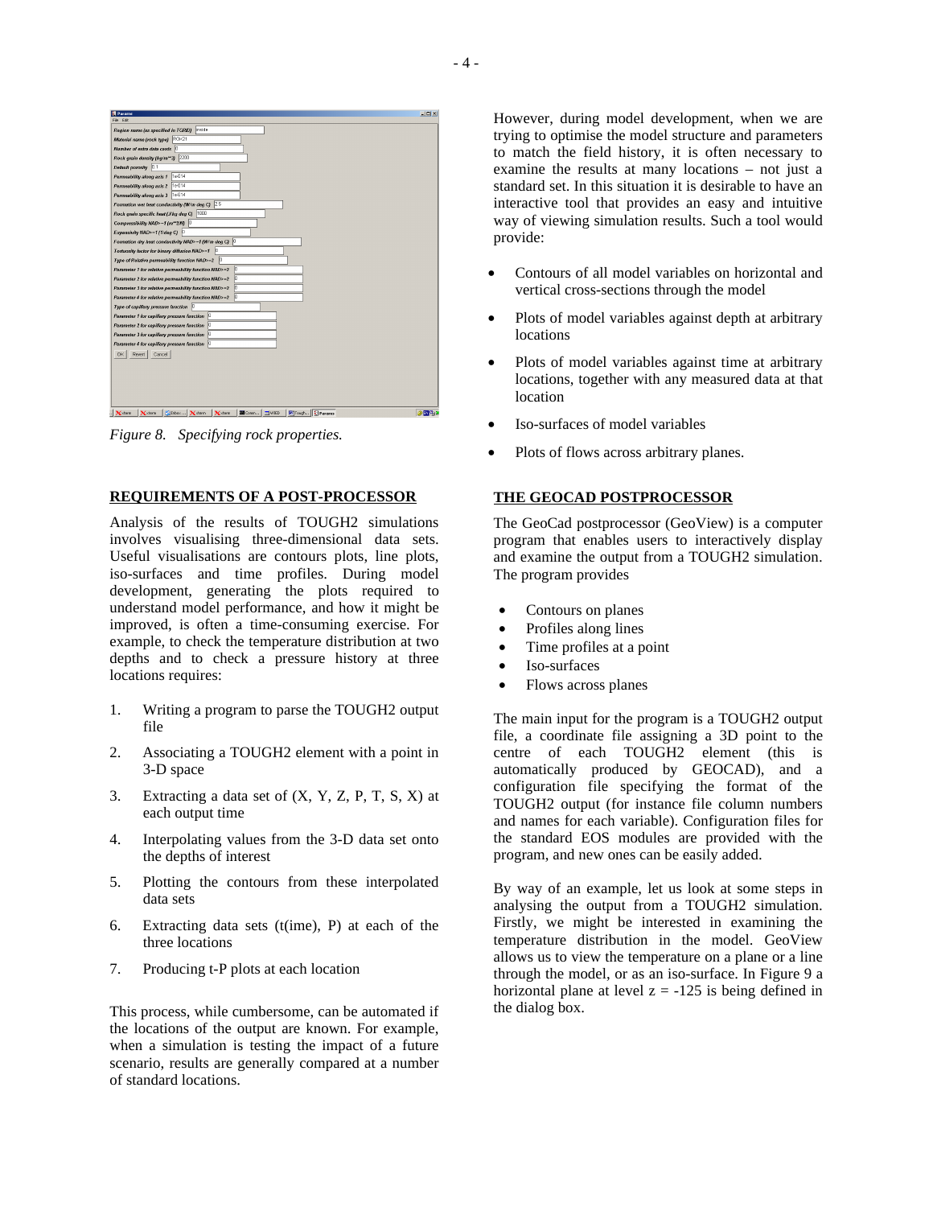*Figure 8. Specifying rock properties.*

## REQUIREMENTS OF A POST-PROCESSOR

Analysis of the results of TOUGH2 simulations involves visualising three-dimensional data sets. Useful visualisations are contours plots, line plots, iso-surfaces and time profiles. During model development, generating the plots required to understand model performance, and how it might be improved, is often a time-consuming exercise. For example, to check the temperature distribution at two depths and to check a pressure history at three locations requires:

1. Writing a program to parse the TOUGH2 output file
2. Associating a TOUGH2 element with a point in 3-D space
3. Extracting a data set of (X, Y, Z, P, T, S, X) at each output time
4. Interpolating values from the 3-D data set onto the depths of interest
5. Plotting the contours from these interpolated data sets
6. Extracting data sets (t(ime), P) at each of the three locations
7. Producing t-P plots at each location

This process, while cumbersome, can be automated if the locations of the output are known. For example, when a simulation is testing the impact of a future scenario, results are generally compared at a number of standard locations.

However, during model development, when we are trying to optimise the model structure and parameters to match the field history, it is often necessary to examine the results at many locations – not just a standard set. In this situation it is desirable to have an interactive tool that provides an easy and intuitive way of viewing simulation results. Such a tool would provide:

- Contours of all model variables on horizontal and vertical cross-sections through the model
- Plots of model variables against depth at arbitrary locations
- Plots of model variables against time at arbitrary locations, together with any measured data at that location
- Iso-surfaces of model variables
- Plots of flows across arbitrary planes.

## THE GEOCAD POSTPROCESSOR

The GeoCad postprocessor (GeoView) is a computer program that enables users to interactively display and examine the output from a TOUGH2 simulation. The program provides

- Contours on planes
- Profiles along lines
- Time profiles at a point
- Iso-surfaces
- Flows across planes

The main input for the program is a TOUGH2 output file, a coordinate file assigning a 3D point to the centre of each TOUGH2 element (this is automatically produced by GEOCAD), and a configuration file specifying the format of the TOUGH2 output (for instance file column numbers and names for each variable). Configuration files for the standard EOS modules are provided with the program, and new ones can be easily added.

By way of an example, let us look at some steps in analysing the output from a TOUGH2 simulation. Firstly, we might be interested in examining the temperature distribution in the model. GeoView allows us to view the temperature on a plane or a line through the model, or as an iso-surface. In Figure 9 a horizontal plane at level z = -125 is being defined in the dialog box.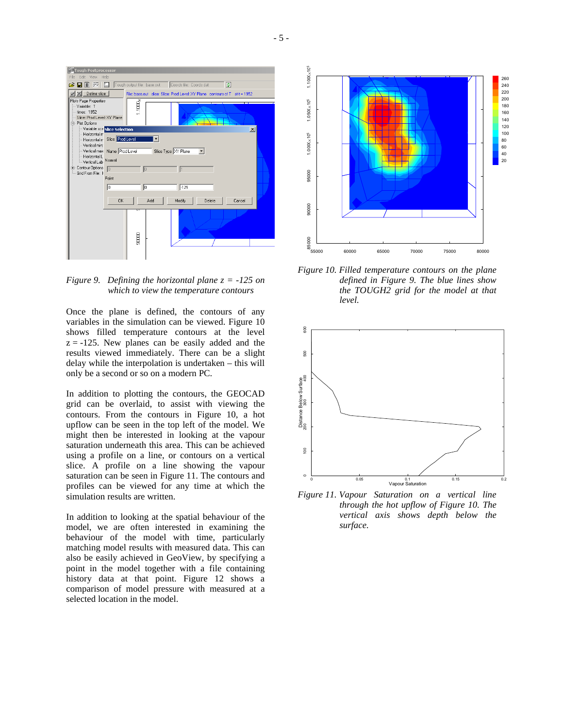*Figure 9. Defining the horizontal plane z = -125 on which to view the temperature contours*

Once the plane is defined, the contours of any variables in the simulation can be viewed. Figure 10 shows filled temperature contours at the level z = -125. New planes can be easily added and the results viewed immediately. There can be a slight delay while the interpolation is undertaken – this will only be a second or so on a modern PC.

In addition to plotting the contours, the GEOCAD grid can be overlaid, to assist with viewing the contours. From the contours in Figure 10, a hot upflow can be seen in the top left of the model. We might then be interested in looking at the vapour saturation underneath this area. This can be achieved using a profile on a line, or contours on a vertical slice. A profile on a line showing the vapour saturation can be seen in Figure 11. The contours and profiles can be viewed for any time at which the simulation results are written.

In addition to looking at the spatial behaviour of the model, we are often interested in examining the behaviour of the model with time, particularly matching model results with measured data. This can also be easily achieved in GeoView, by specifying a point in the model together with a file containing history data at that point. Figure 12 shows a comparison of model pressure with measured at a selected location in the model.

*Figure 10. Filled temperature contours on the plane defined in Figure 9. The blue lines show the TOUGH2 grid for the model at that level.*

*Figure 11. Vapour Saturation on a vertical line through the hot upflow of Figure 10. The vertical axis shows depth below the surface.*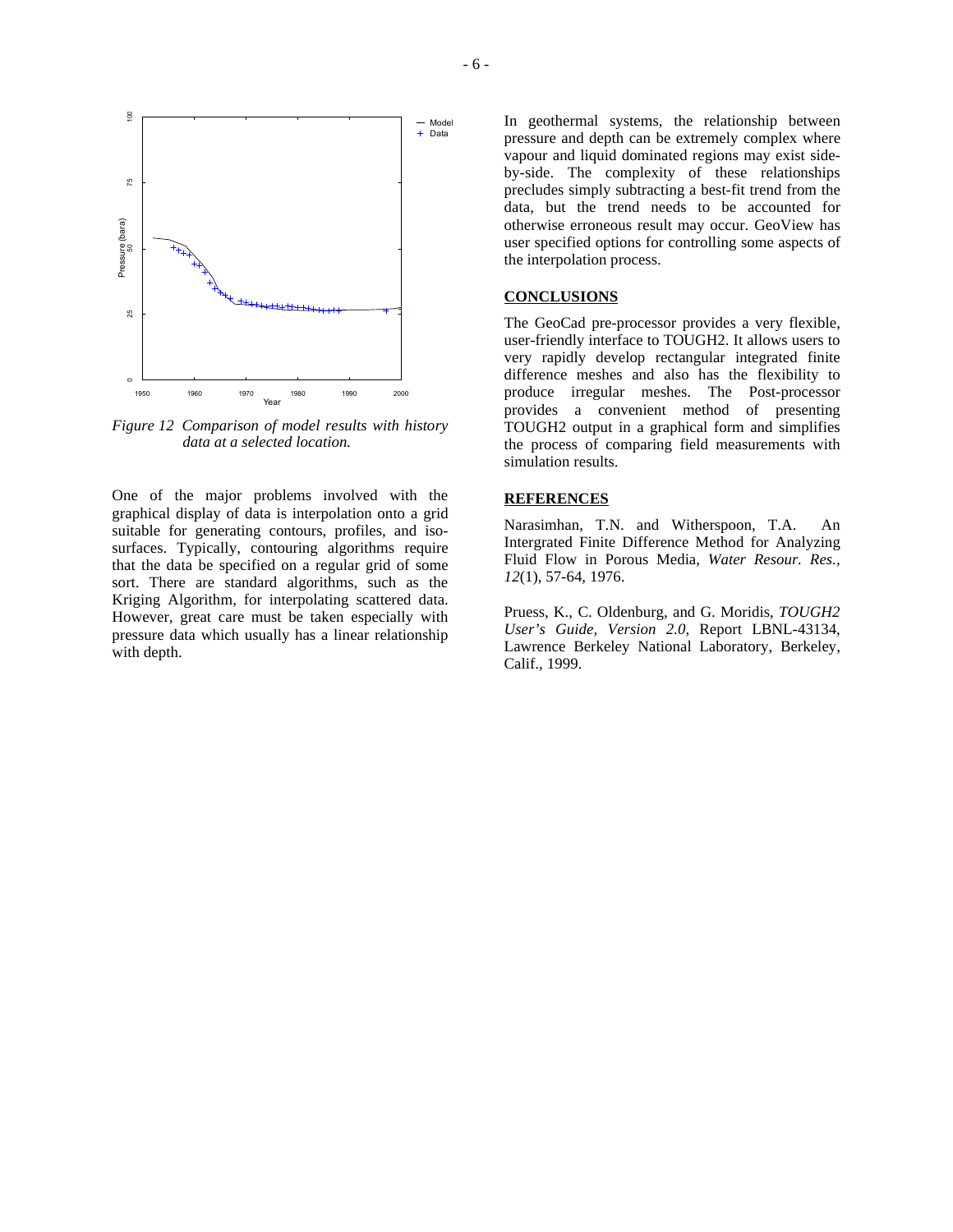100

75

Pressure (bara) 50

25

0

1950 1960 1970 1980 1990 2000

Year

Model

Data

*Figure 12 Comparison of model results with history data at a selected location.*

One of the major problems involved with the graphical display of data is interpolation onto a grid suitable for generating contours, profiles, and iso-surfaces. Typically, contouring algorithms require that the data be specified on a regular grid of some sort. There are standard algorithms, such as the Kriging Algorithm, for interpolating scattered data. However, great care must be taken especially with pressure data which usually has a linear relationship with depth.

In geothermal systems, the relationship between pressure and depth can be extremely complex where vapour and liquid dominated regions may exist side-by-side. The complexity of these relationships precludes simply subtracting a best-fit trend from the data, but the trend needs to be accounted for otherwise erroneous result may occur. GeoView has user specified options for controlling some aspects of the interpolation process.

## CONCLUSIONS

The GeoCad pre-processor provides a very flexible, user-friendly interface to TOUGH2. It allows users to very rapidly develop rectangular integrated finite difference meshes and also has the flexibility to produce irregular meshes. The Post-processor provides a convenient method of presenting TOUGH2 output in a graphical form and simplifies the process of comparing field measurements with simulation results.

## REFERENCES

Narasimhan, T.N. and Witherspoon, T.A. An Intergrated Finite Difference Method for Analyzing Fluid Flow in Porous Media, *Water Resour. Res.*, *12*(1), 57-64, 1976.

Pruess, K., C. Oldenburg, and G. Moridis, *TOUGH2 User's Guide, Version 2.0*, Report LBNL-43134, Lawrence Berkeley National Laboratory, Berkeley, Calif., 1999.